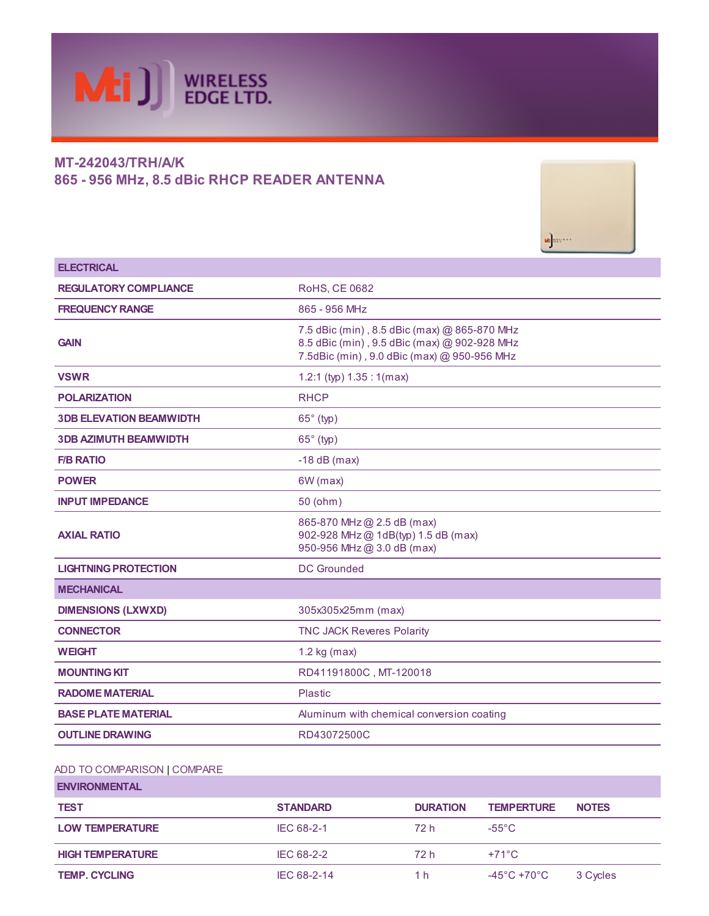# MT-242043/TRH/A/K

## 865 - 956 MHz, 8.5 dBic RHCP READER ANTENNA

| ELECTRICAL | |
|---|---|
| REGULATORY COMPLIANCE | RoHS, CE 0682 |
| FREQUENCY RANGE | 865 - 956 MHz |
| GAIN | 7.5 dBic (min) , 8.5 dBic (max) @ 865-870 MHz<br>8.5 dBic (min) , 9.5 dBic (max) @ 902-928 MHz<br>7.5dBic (min) , 9.0 dBic (max) @ 950-956 MHz |
| VSWR | 1.2:1 (typ) 1.35 : 1(max) |
| POLARIZATION | RHCP |
| 3DB ELEVATION BEAMWIDTH | 65° (typ) |
| 3DB AZIMUTH BEAMWIDTH | 65° (typ) |
| F/B RATIO | -18 dB (max) |
| POWER | 6W (max) |
| INPUT IMPEDANCE | 50 (ohm) |
| AXIAL RATIO | 865-870 MHz @ 2.5 dB (max)<br>902-928 MHz @ 1dB(typ) 1.5 dB (max)<br>950-956 MHz @ 3.0 dB (max) |
| LIGHTNING PROTECTION | DC Grounded |
| **MECHANICAL** | |
| DIMENSIONS (LXWXD) | 305x305x25mm (max) |
| CONNECTOR | TNC JACK Reveres Polarity |
| WEIGHT | 1.2 kg (max) |
| MOUNTING KIT | RD41191800C , MT-120018 |
| RADOME MATERIAL | Plastic |
| BASE PLATE MATERIAL | Aluminum with chemical conversion coating |
| OUTLINE DRAWING | RD43072500C |

ADD TO COMPARISON | COMPARE

**ENVIRONMENTAL**

| TEST | STANDARD | DURATION | TEMPERTURE | NOTES |
|---|---|---|---|---|
| LOW TEMPERATURE | IEC 68-2-1 | 72 h | -55°C | |
| HIGH TEMPERATURE | IEC 68-2-2 | 72 h | +71°C | |
| TEMP. CYCLING | IEC 68-2-14 | 1 h | -45°C +70°C | 3 Cycles |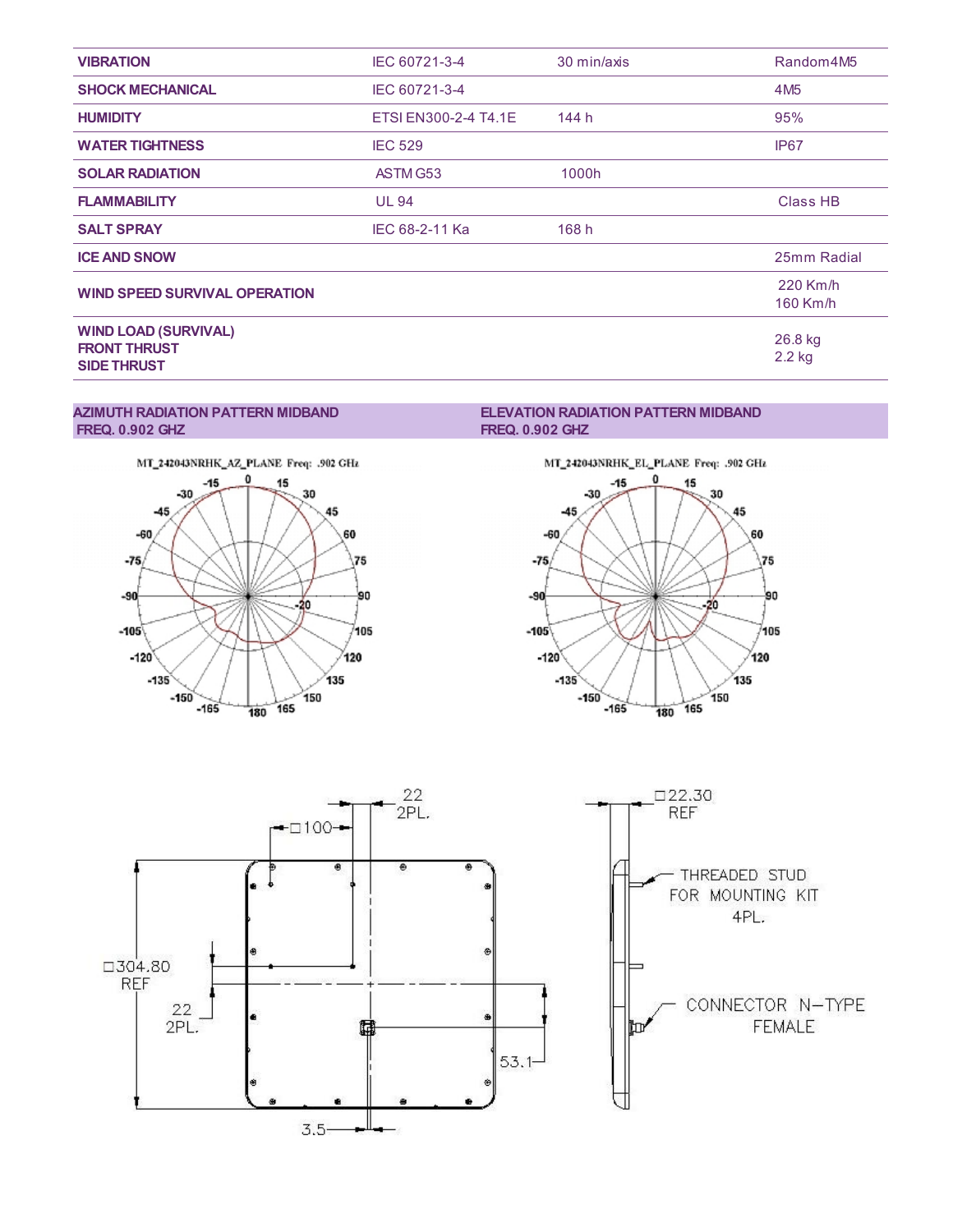| | | | |
|---|---|---|---|
| **VIBRATION** | IEC 60721-3-4 | 30 min/axis | Random4M5 |
| **SHOCK MECHANICAL** | IEC 60721-3-4 | | 4M5 |
| **HUMIDITY** | ETSI EN300-2-4 T4.1E | 144 h | 95% |
| **WATER TIGHTNESS** | IEC 529 | | IP67 |
| **SOLAR RADIATION** | ASTM G53 | 1000h | |
| **FLAMMABILITY** | UL 94 | | Class HB |
| **SALT SPRAY** | IEC 68-2-11 Ka | 168 h | |
| **ICE AND SNOW** | | | 25mm Radial |
| **WIND SPEED SURVIVAL OPERATION** | | | 220 Km/h<br>160 Km/h |
| **WIND LOAD (SURVIVAL)**<br>**FRONT THRUST**<br>**SIDE THRUST** | | | 26.8 kg<br>2.2 kg |

**AZIMUTH RADIATION PATTERN MIDBAND**
**FREQ. 0.902 GHZ**

MT_242043NRHK_AZ_PLANE Freq: .902 GHz

**ELEVATION RADIATION PATTERN MIDBAND**
**FREQ. 0.902 GHZ**

MT_242043NRHK_EL_PLANE Freq: .902 GHz

□304.80 REF

□100

22 2PL.

22 2PL.

53.1

3.5

□22.30 REF

THREADED STUD FOR MOUNTING KIT 4PL.

CONNECTOR N-TYPE FEMALE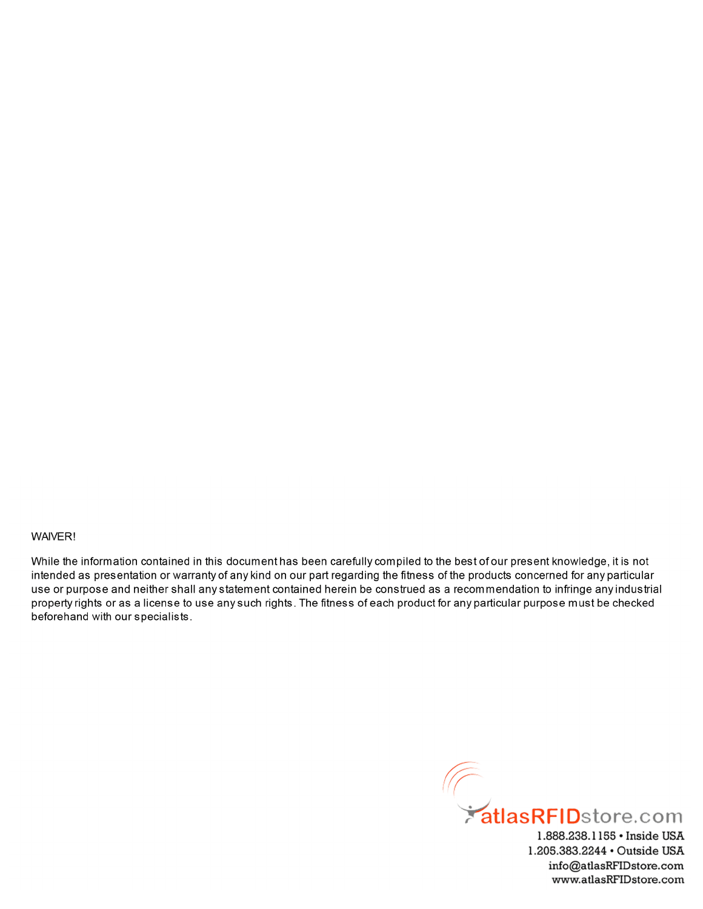WAIVER!

While the information contained in this document has been carefully compiled to the best of our present knowledge, it is not intended as presentation or warranty of any kind on our part regarding the fitness of the products concerned for any particular use or purpose and neither shall any statement contained herein be construed as a recommendation to infringe any industrial property rights or as a license to use any such rights. The fitness of each product for any particular purpose must be checked beforehand with our specialists.

atlasRFIDstore.com

1.888.238.1155 • Inside USA

1.205.383.2244 • Outside USA

info@atlasRFIDstore.com

www.atlasRFIDstore.com